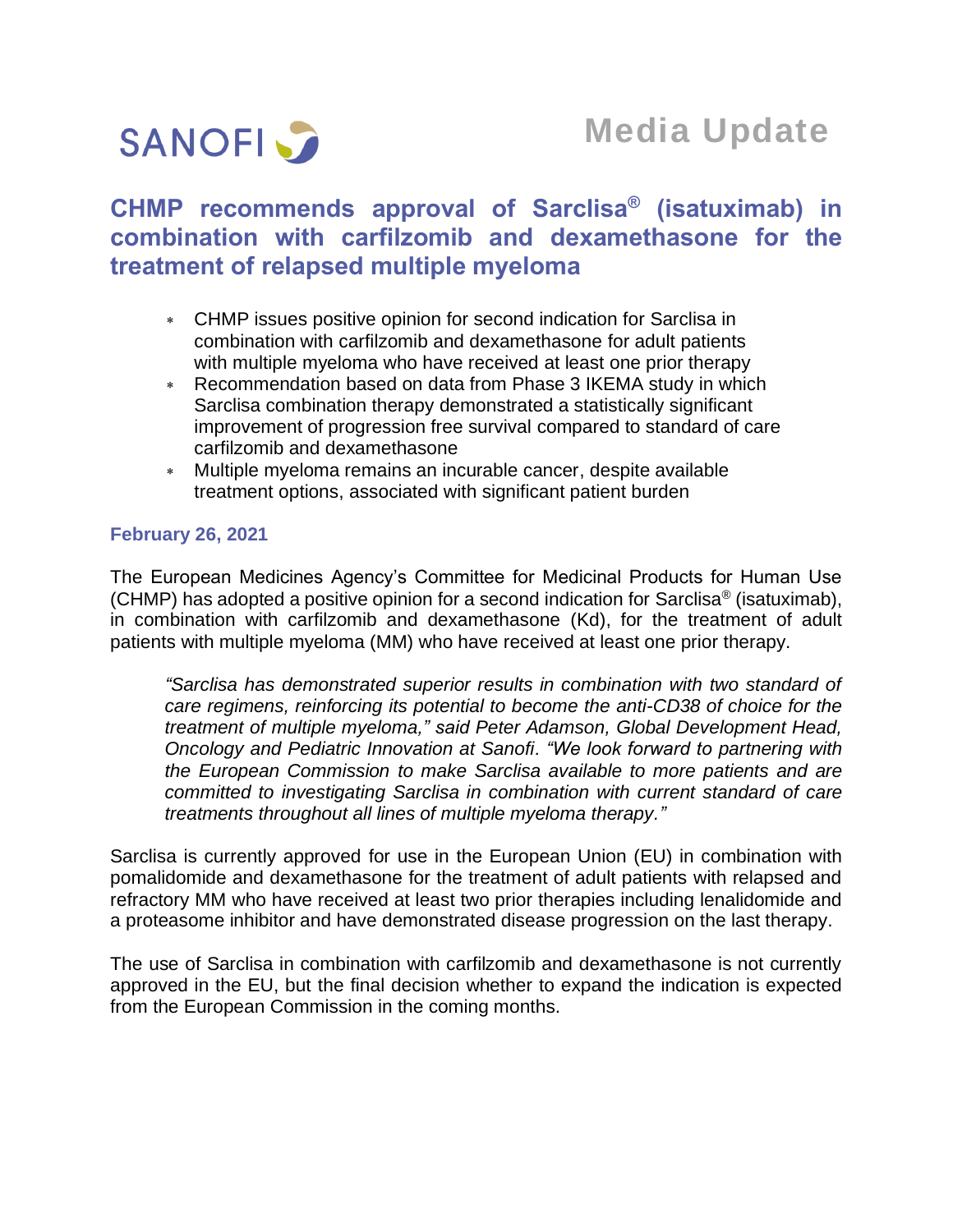SANOFI

**Media Update**

# CHMP recommends approval of Sarclisa® (isatuximab) in combination with carfilzomib and dexamethasone for the treatment of relapsed multiple myeloma

- CHMP issues positive opinion for second indication for Sarclisa in combination with carfilzomib and dexamethasone for adult patients with multiple myeloma who have received at least one prior therapy
- Recommendation based on data from Phase 3 IKEMA study in which Sarclisa combination therapy demonstrated a statistically significant improvement of progression free survival compared to standard of care carfilzomib and dexamethasone
- Multiple myeloma remains an incurable cancer, despite available treatment options, associated with significant patient burden

**February 26, 2021**

The European Medicines Agency's Committee for Medicinal Products for Human Use (CHMP) has adopted a positive opinion for a second indication for Sarclisa® (isatuximab), in combination with carfilzomib and dexamethasone (Kd), for the treatment of adult patients with multiple myeloma (MM) who have received at least one prior therapy.

> *"Sarclisa has demonstrated superior results in combination with two standard of care regimens, reinforcing its potential to become the anti-CD38 of choice for the treatment of multiple myeloma," said Peter Adamson, Global Development Head, Oncology and Pediatric Innovation at Sanofi. "We look forward to partnering with the European Commission to make Sarclisa available to more patients and are committed to investigating Sarclisa in combination with current standard of care treatments throughout all lines of multiple myeloma therapy."*

Sarclisa is currently approved for use in the European Union (EU) in combination with pomalidomide and dexamethasone for the treatment of adult patients with relapsed and refractory MM who have received at least two prior therapies including lenalidomide and a proteasome inhibitor and have demonstrated disease progression on the last therapy.

The use of Sarclisa in combination with carfilzomib and dexamethasone is not currently approved in the EU, but the final decision whether to expand the indication is expected from the European Commission in the coming months.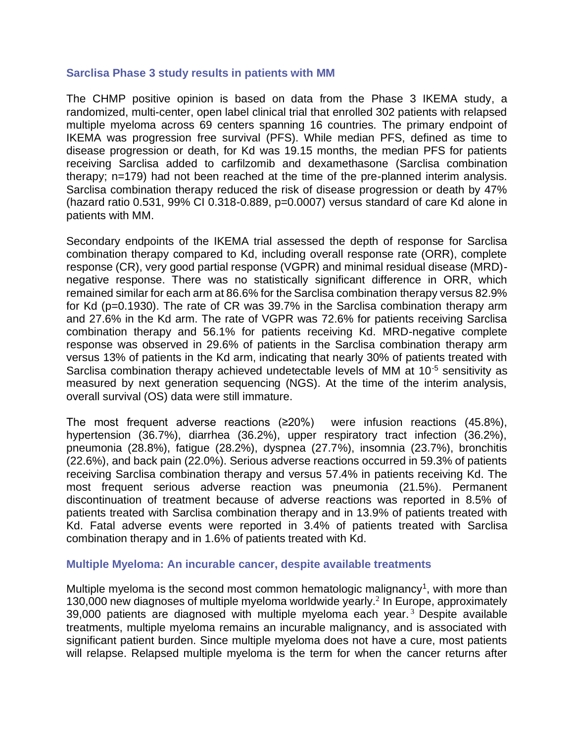## Sarclisa Phase 3 study results in patients with MM

The CHMP positive opinion is based on data from the Phase 3 IKEMA study, a randomized, multi-center, open label clinical trial that enrolled 302 patients with relapsed multiple myeloma across 69 centers spanning 16 countries. The primary endpoint of IKEMA was progression free survival (PFS). While median PFS, defined as time to disease progression or death, for Kd was 19.15 months, the median PFS for patients receiving Sarclisa added to carfilzomib and dexamethasone (Sarclisa combination therapy; n=179) had not been reached at the time of the pre-planned interim analysis. Sarclisa combination therapy reduced the risk of disease progression or death by 47% (hazard ratio 0.531, 99% CI 0.318-0.889, p=0.0007) versus standard of care Kd alone in patients with MM.

Secondary endpoints of the IKEMA trial assessed the depth of response for Sarclisa combination therapy compared to Kd, including overall response rate (ORR), complete response (CR), very good partial response (VGPR) and minimal residual disease (MRD)-negative response. There was no statistically significant difference in ORR, which remained similar for each arm at 86.6% for the Sarclisa combination therapy versus 82.9% for Kd (p=0.1930). The rate of CR was 39.7% in the Sarclisa combination therapy arm and 27.6% in the Kd arm. The rate of VGPR was 72.6% for patients receiving Sarclisa combination therapy and 56.1% for patients receiving Kd. MRD-negative complete response was observed in 29.6% of patients in the Sarclisa combination therapy arm versus 13% of patients in the Kd arm, indicating that nearly 30% of patients treated with Sarclisa combination therapy achieved undetectable levels of MM at $10^{-5}$ sensitivity as measured by next generation sequencing (NGS). At the time of the interim analysis, overall survival (OS) data were still immature.

The most frequent adverse reactions (≥20%) were infusion reactions (45.8%), hypertension (36.7%), diarrhea (36.2%), upper respiratory tract infection (36.2%), pneumonia (28.8%), fatigue (28.2%), dyspnea (27.7%), insomnia (23.7%), bronchitis (22.6%), and back pain (22.0%). Serious adverse reactions occurred in 59.3% of patients receiving Sarclisa combination therapy and versus 57.4% in patients receiving Kd. The most frequent serious adverse reaction was pneumonia (21.5%). Permanent discontinuation of treatment because of adverse reactions was reported in 8.5% of patients treated with Sarclisa combination therapy and in 13.9% of patients treated with Kd. Fatal adverse events were reported in 3.4% of patients treated with Sarclisa combination therapy and in 1.6% of patients treated with Kd.

## Multiple Myeloma: An incurable cancer, despite available treatments

Multiple myeloma is the second most common hematologic malignancy[1], with more than 130,000 new diagnoses of multiple myeloma worldwide yearly.[2] In Europe, approximately 39,000 patients are diagnosed with multiple myeloma each year.[3] Despite available treatments, multiple myeloma remains an incurable malignancy, and is associated with significant patient burden. Since multiple myeloma does not have a cure, most patients will relapse. Relapsed multiple myeloma is the term for when the cancer returns after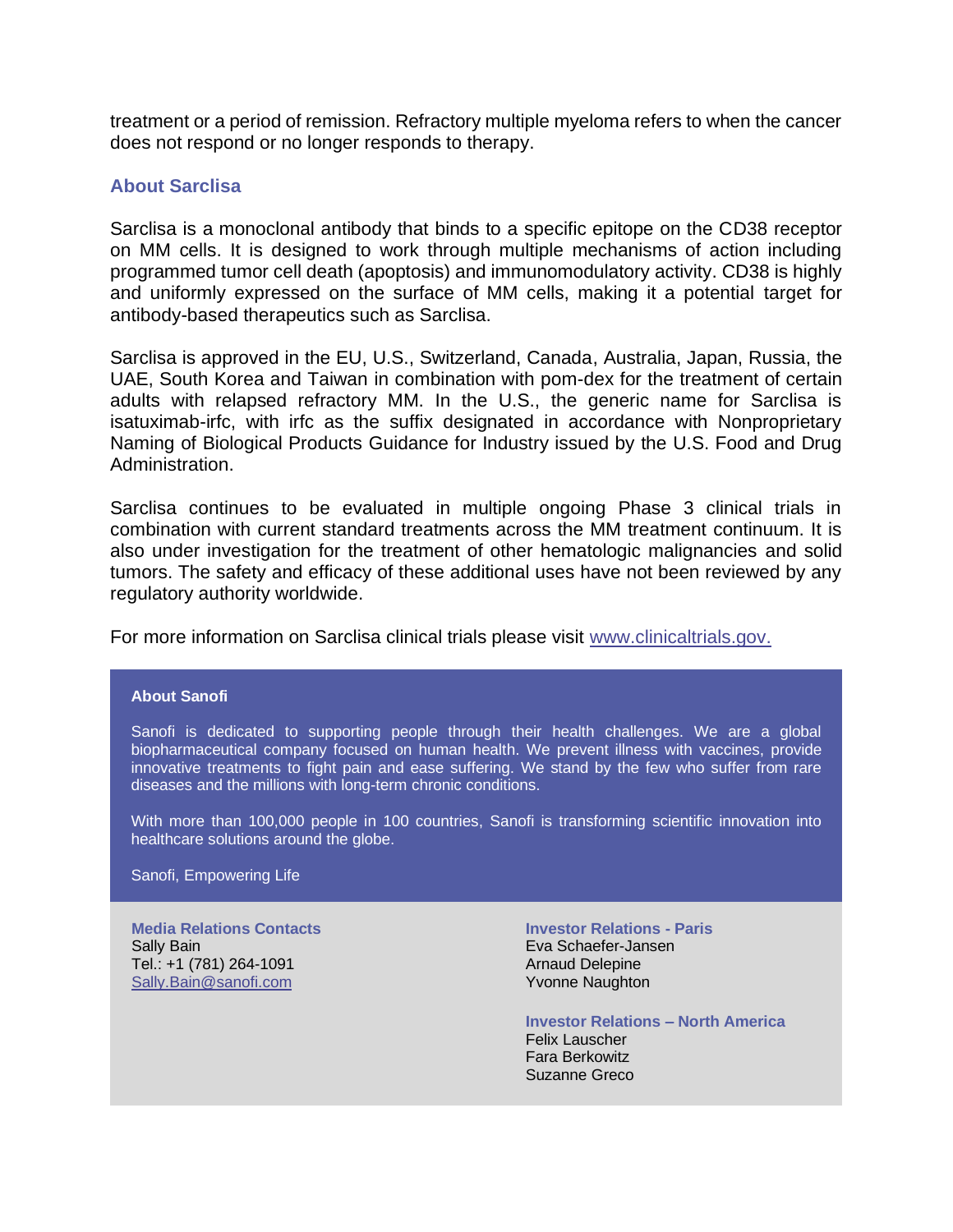treatment or a period of remission. Refractory multiple myeloma refers to when the cancer does not respond or no longer responds to therapy.

## About Sarclisa

Sarclisa is a monoclonal antibody that binds to a specific epitope on the CD38 receptor on MM cells. It is designed to work through multiple mechanisms of action including programmed tumor cell death (apoptosis) and immunomodulatory activity. CD38 is highly and uniformly expressed on the surface of MM cells, making it a potential target for antibody-based therapeutics such as Sarclisa.

Sarclisa is approved in the EU, U.S., Switzerland, Canada, Australia, Japan, Russia, the UAE, South Korea and Taiwan in combination with pom-dex for the treatment of certain adults with relapsed refractory MM. In the U.S., the generic name for Sarclisa is isatuximab-irfc, with irfc as the suffix designated in accordance with Nonproprietary Naming of Biological Products Guidance for Industry issued by the U.S. Food and Drug Administration.

Sarclisa continues to be evaluated in multiple ongoing Phase 3 clinical trials in combination with current standard treatments across the MM treatment continuum. It is also under investigation for the treatment of other hematologic malignancies and solid tumors. The safety and efficacy of these additional uses have not been reviewed by any regulatory authority worldwide.

For more information on Sarclisa clinical trials please visit [www.clinicaltrials.gov.](http://www.clinicaltrials.gov)

**About Sanofi**

Sanofi is dedicated to supporting people through their health challenges. We are a global biopharmaceutical company focused on human health. We prevent illness with vaccines, provide innovative treatments to fight pain and ease suffering. We stand by the few who suffer from rare diseases and the millions with long-term chronic conditions.

With more than 100,000 people in 100 countries, Sanofi is transforming scientific innovation into healthcare solutions around the globe.

Sanofi, Empowering Life

**Media Relations Contacts**
Sally Bain
Tel.: +1 (781) 264-1091
Sally.Bain@sanofi.com

**Investor Relations - Paris**
Eva Schaefer-Jansen
Arnaud Delepine
Yvonne Naughton

**Investor Relations – North America**
Felix Lauscher
Fara Berkowitz
Suzanne Greco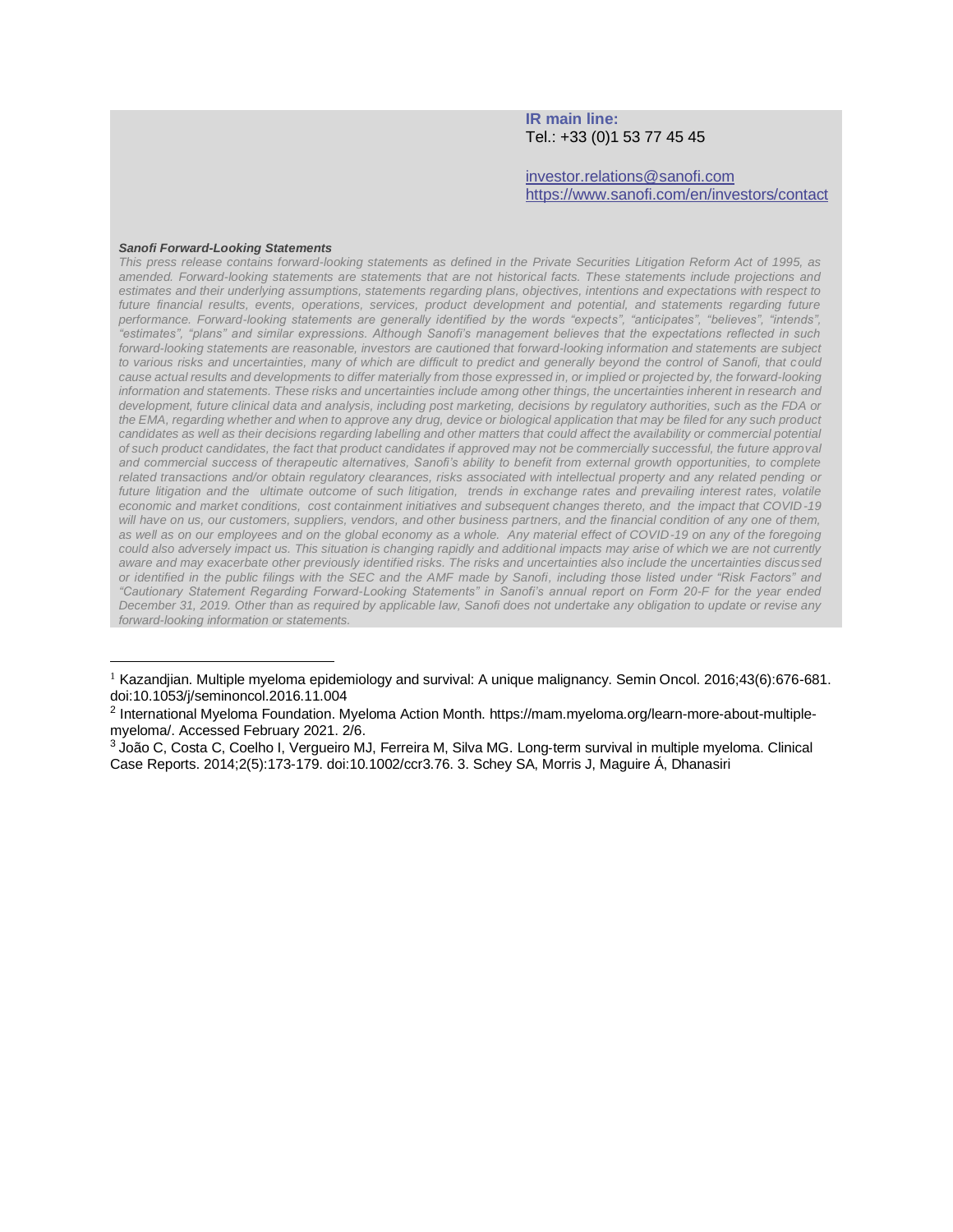**IR main line:**
Tel.: +33 (0)1 53 77 45 45

investor.relations@sanofi.com
https://www.sanofi.com/en/investors/contact

***Sanofi Forward-Looking Statements***

*This press release contains forward-looking statements as defined in the Private Securities Litigation Reform Act of 1995, as amended. Forward-looking statements are statements that are not historical facts. These statements include projections and estimates and their underlying assumptions, statements regarding plans, objectives, intentions and expectations with respect to future financial results, events, operations, services, product development and potential, and statements regarding future performance. Forward-looking statements are generally identified by the words "expects", "anticipates", "believes", "intends", "estimates", "plans" and similar expressions. Although Sanofi's management believes that the expectations reflected in such forward-looking statements are reasonable, investors are cautioned that forward-looking information and statements are subject to various risks and uncertainties, many of which are difficult to predict and generally beyond the control of Sanofi, that could cause actual results and developments to differ materially from those expressed in, or implied or projected by, the forward-looking information and statements. These risks and uncertainties include among other things, the uncertainties inherent in research and development, future clinical data and analysis, including post marketing, decisions by regulatory authorities, such as the FDA or the EMA, regarding whether and when to approve any drug, device or biological application that may be filed for any such product candidates as well as their decisions regarding labelling and other matters that could affect the availability or commercial potential of such product candidates, the fact that product candidates if approved may not be commercially successful, the future approval and commercial success of therapeutic alternatives, Sanofi's ability to benefit from external growth opportunities, to complete related transactions and/or obtain regulatory clearances, risks associated with intellectual property and any related pending or future litigation and the ultimate outcome of such litigation, trends in exchange rates and prevailing interest rates, volatile economic and market conditions, cost containment initiatives and subsequent changes thereto, and the impact that COVID-19 will have on us, our customers, suppliers, vendors, and other business partners, and the financial condition of any one of them, as well as on our employees and on the global economy as a whole. Any material effect of COVID-19 on any of the foregoing could also adversely impact us. This situation is changing rapidly and additional impacts may arise of which we are not currently aware and may exacerbate other previously identified risks. The risks and uncertainties also include the uncertainties discussed or identified in the public filings with the SEC and the AMF made by Sanofi, including those listed under "Risk Factors" and "Cautionary Statement Regarding Forward-Looking Statements" in Sanofi's annual report on Form 20-F for the year ended December 31, 2019. Other than as required by applicable law, Sanofi does not undertake any obligation to update or revise any forward-looking information or statements.*

---

[1] Kazandjian. Multiple myeloma epidemiology and survival: A unique malignancy. Semin Oncol. 2016;43(6):676-681. doi:10.1053/j/seminoncol.2016.11.004

[2] International Myeloma Foundation. Myeloma Action Month. https://mam.myeloma.org/learn-more-about-multiple-myeloma/. Accessed February 2021. 2/6.

[3] João C, Costa C, Coelho I, Vergueiro MJ, Ferreira M, Silva MG. Long-term survival in multiple myeloma. Clinical Case Reports. 2014;2(5):173-179. doi:10.1002/ccr3.76. 3. Schey SA, Morris J, Maguire Á, Dhanasiri